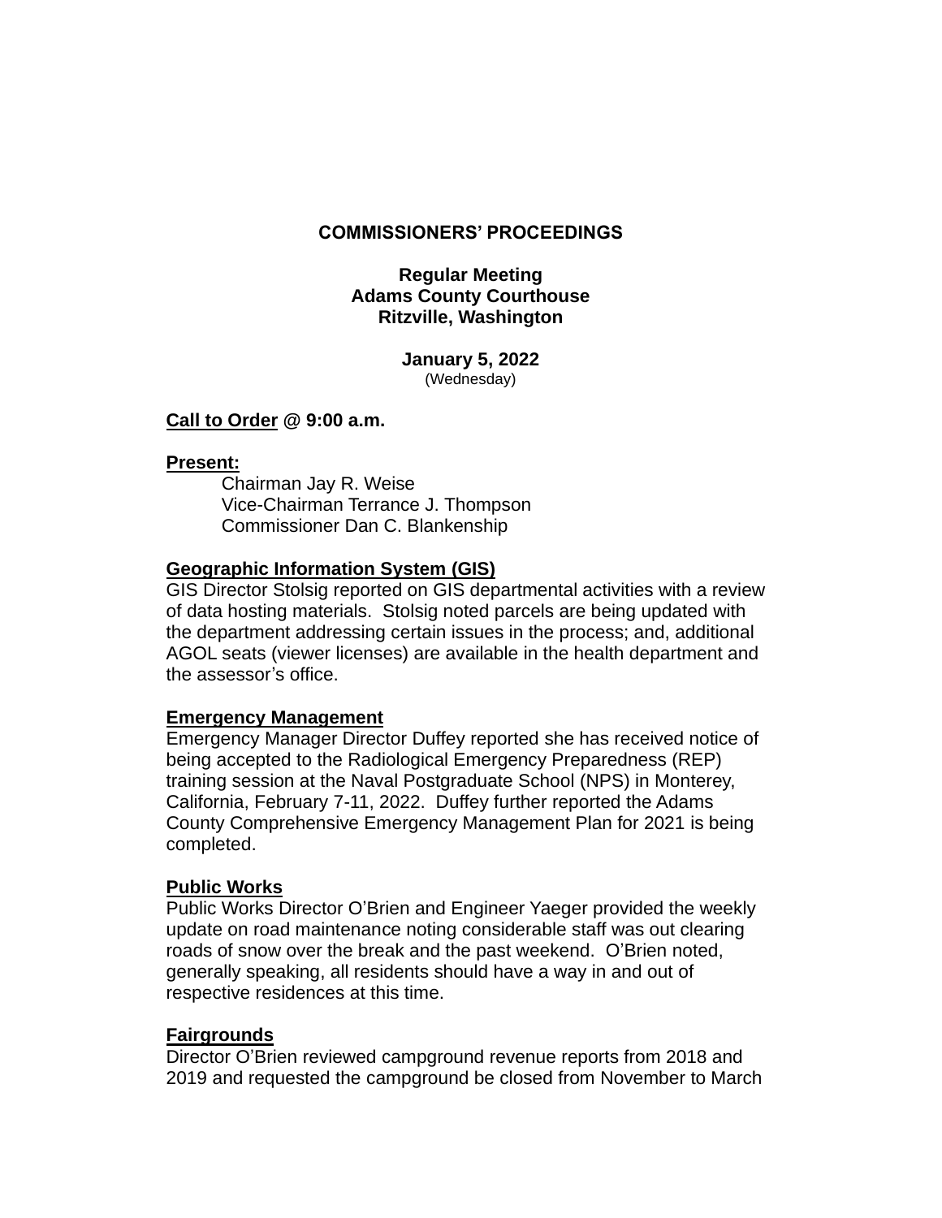# COMMISSIONERS' PROCEEDINGS

**Regular Meeting**
**Adams County Courthouse**
**Ritzville, Washington**

**January 5, 2022**
(Wednesday)

**Call to Order @ 9:00 a.m.**

**Present:**

Chairman Jay R. Weise
Vice-Chairman Terrance J. Thompson
Commissioner Dan C. Blankenship

**Geographic Information System (GIS)**

GIS Director Stolsig reported on GIS departmental activities with a review of data hosting materials. Stolsig noted parcels are being updated with the department addressing certain issues in the process; and, additional AGOL seats (viewer licenses) are available in the health department and the assessor's office.

**Emergency Management**

Emergency Manager Director Duffey reported she has received notice of being accepted to the Radiological Emergency Preparedness (REP) training session at the Naval Postgraduate School (NPS) in Monterey, California, February 7-11, 2022. Duffey further reported the Adams County Comprehensive Emergency Management Plan for 2021 is being completed.

**Public Works**

Public Works Director O'Brien and Engineer Yaeger provided the weekly update on road maintenance noting considerable staff was out clearing roads of snow over the break and the past weekend. O'Brien noted, generally speaking, all residents should have a way in and out of respective residences at this time.

**Fairgrounds**

Director O'Brien reviewed campground revenue reports from 2018 and 2019 and requested the campground be closed from November to March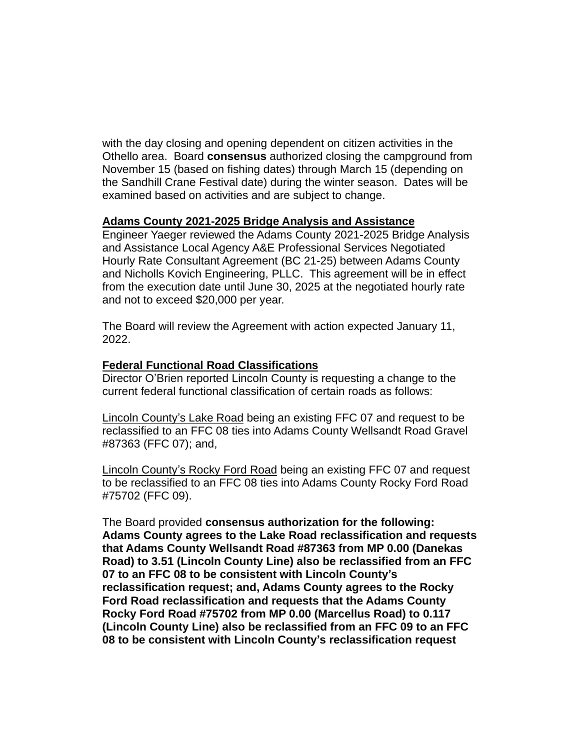with the day closing and opening dependent on citizen activities in the Othello area. Board **consensus** authorized closing the campground from November 15 (based on fishing dates) through March 15 (depending on the Sandhill Crane Festival date) during the winter season. Dates will be examined based on activities and are subject to change.

**Adams County 2021-2025 Bridge Analysis and Assistance**

Engineer Yaeger reviewed the Adams County 2021-2025 Bridge Analysis and Assistance Local Agency A&E Professional Services Negotiated Hourly Rate Consultant Agreement (BC 21-25) between Adams County and Nicholls Kovich Engineering, PLLC. This agreement will be in effect from the execution date until June 30, 2025 at the negotiated hourly rate and not to exceed $20,000 per year.

The Board will review the Agreement with action expected January 11, 2022.

**Federal Functional Road Classifications**

Director O'Brien reported Lincoln County is requesting a change to the current federal functional classification of certain roads as follows:

Lincoln County's Lake Road being an existing FFC 07 and request to be reclassified to an FFC 08 ties into Adams County Wellsandt Road Gravel #87363 (FFC 07); and,

Lincoln County's Rocky Ford Road being an existing FFC 07 and request to be reclassified to an FFC 08 ties into Adams County Rocky Ford Road #75702 (FFC 09).

The Board provided **consensus authorization for the following: Adams County agrees to the Lake Road reclassification and requests that Adams County Wellsandt Road #87363 from MP 0.00 (Danekas Road) to 3.51 (Lincoln County Line) also be reclassified from an FFC 07 to an FFC 08 to be consistent with Lincoln County's reclassification request; and, Adams County agrees to the Rocky Ford Road reclassification and requests that the Adams County Rocky Ford Road #75702 from MP 0.00 (Marcellus Road) to 0.117 (Lincoln County Line) also be reclassified from an FFC 09 to an FFC 08 to be consistent with Lincoln County's reclassification request**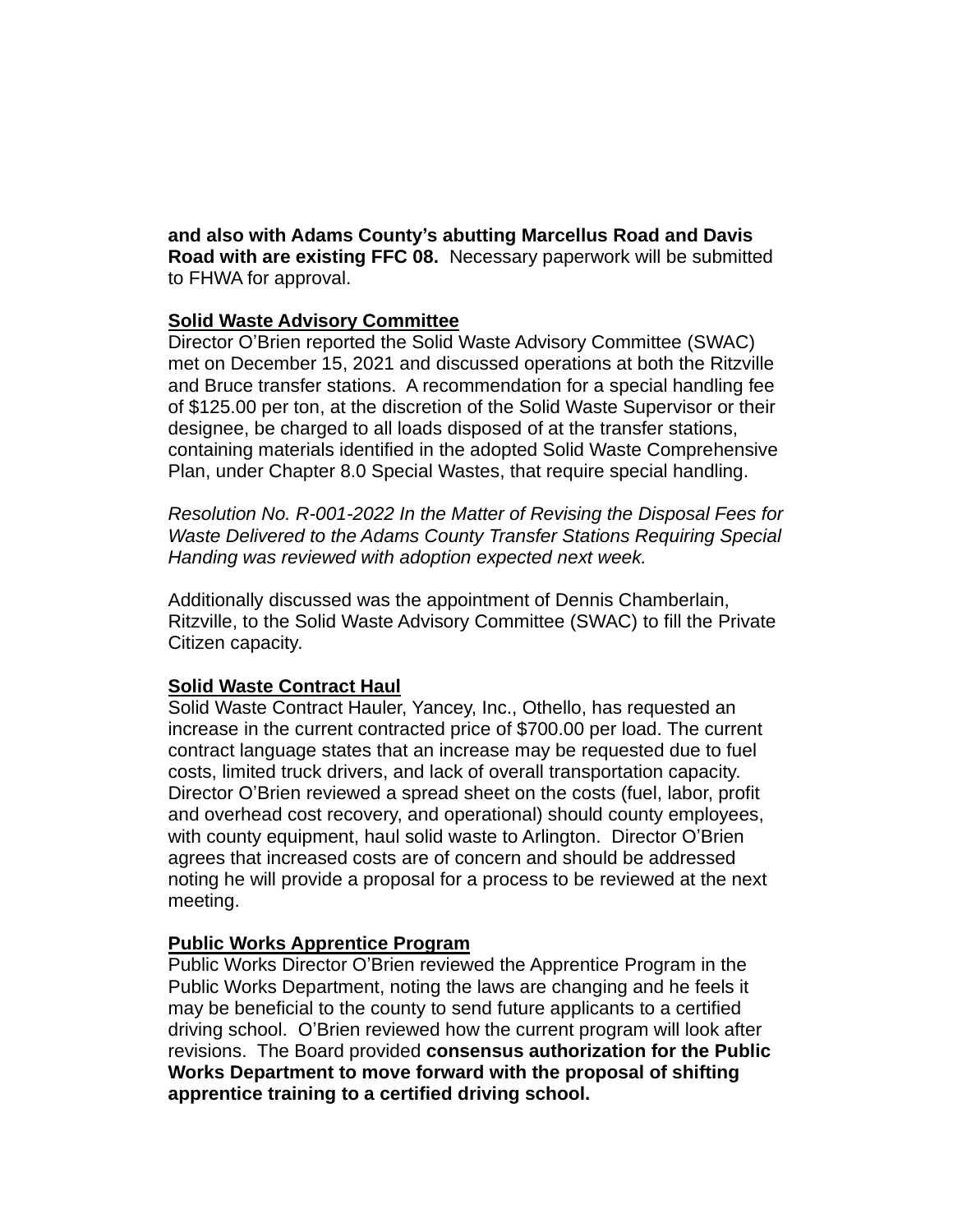**and also with Adams County's abutting Marcellus Road and Davis Road with are existing FFC 08.** Necessary paperwork will be submitted to FHWA for approval.

**Solid Waste Advisory Committee**

Director O'Brien reported the Solid Waste Advisory Committee (SWAC) met on December 15, 2021 and discussed operations at both the Ritzville and Bruce transfer stations. A recommendation for a special handling fee of $125.00 per ton, at the discretion of the Solid Waste Supervisor or their designee, be charged to all loads disposed of at the transfer stations, containing materials identified in the adopted Solid Waste Comprehensive Plan, under Chapter 8.0 Special Wastes, that require special handling.

*Resolution No. R-001-2022 In the Matter of Revising the Disposal Fees for Waste Delivered to the Adams County Transfer Stations Requiring Special Handing was reviewed with adoption expected next week.*

Additionally discussed was the appointment of Dennis Chamberlain, Ritzville, to the Solid Waste Advisory Committee (SWAC) to fill the Private Citizen capacity.

**Solid Waste Contract Haul**

Solid Waste Contract Hauler, Yancey, Inc., Othello, has requested an increase in the current contracted price of $700.00 per load. The current contract language states that an increase may be requested due to fuel costs, limited truck drivers, and lack of overall transportation capacity. Director O'Brien reviewed a spread sheet on the costs (fuel, labor, profit and overhead cost recovery, and operational) should county employees, with county equipment, haul solid waste to Arlington. Director O'Brien agrees that increased costs are of concern and should be addressed noting he will provide a proposal for a process to be reviewed at the next meeting.

**Public Works Apprentice Program**

Public Works Director O'Brien reviewed the Apprentice Program in the Public Works Department, noting the laws are changing and he feels it may be beneficial to the county to send future applicants to a certified driving school. O'Brien reviewed how the current program will look after revisions. The Board provided **consensus authorization for the Public Works Department to move forward with the proposal of shifting apprentice training to a certified driving school.**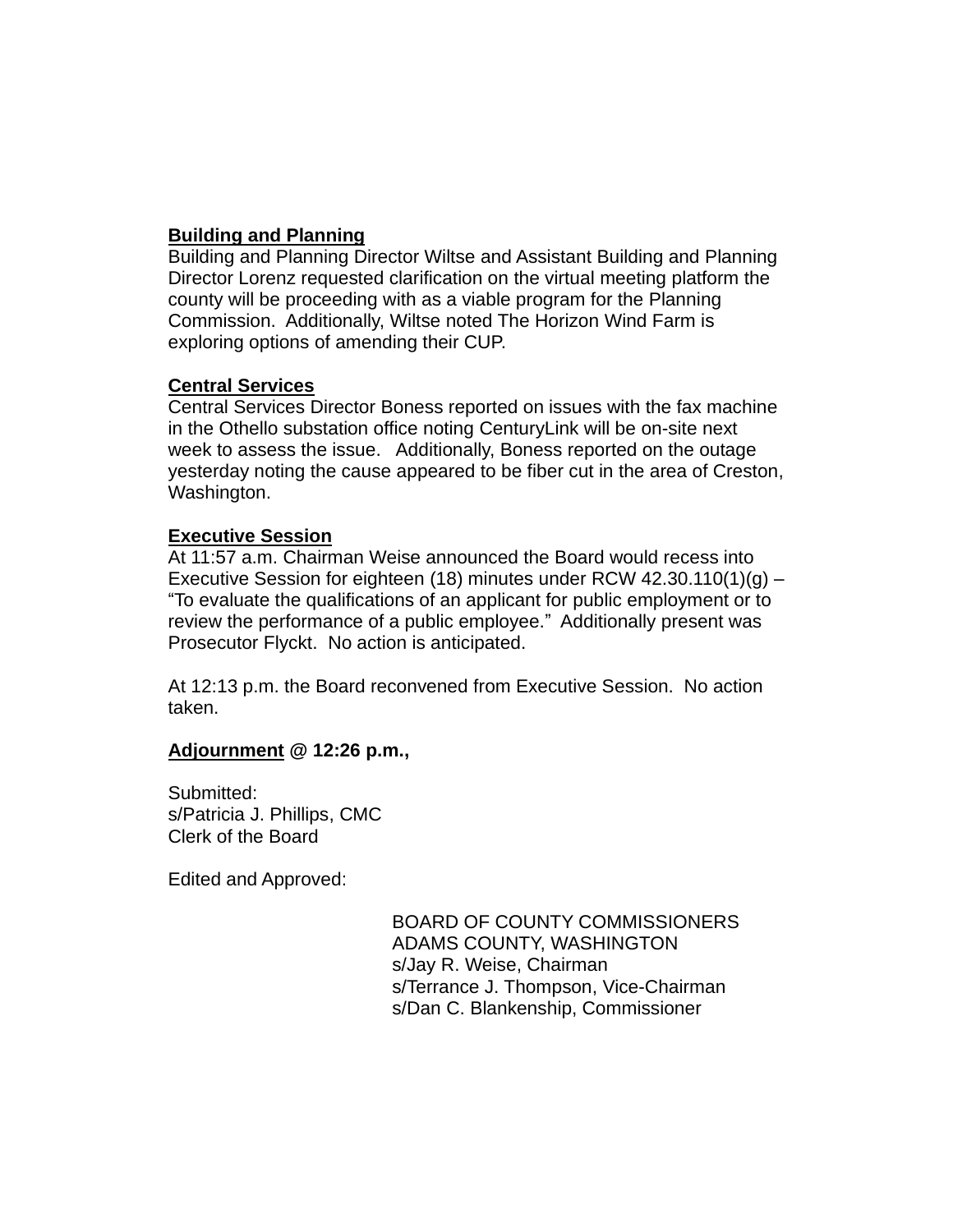**Building and Planning**
Building and Planning Director Wiltse and Assistant Building and Planning Director Lorenz requested clarification on the virtual meeting platform the county will be proceeding with as a viable program for the Planning Commission. Additionally, Wiltse noted The Horizon Wind Farm is exploring options of amending their CUP.

**Central Services**
Central Services Director Boness reported on issues with the fax machine in the Othello substation office noting CenturyLink will be on-site next week to assess the issue. Additionally, Boness reported on the outage yesterday noting the cause appeared to be fiber cut in the area of Creston, Washington.

**Executive Session**
At 11:57 a.m. Chairman Weise announced the Board would recess into Executive Session for eighteen (18) minutes under RCW 42.30.110(1)(g) – "To evaluate the qualifications of an applicant for public employment or to review the performance of a public employee." Additionally present was Prosecutor Flyckt. No action is anticipated.

At 12:13 p.m. the Board reconvened from Executive Session. No action taken.

**Adjournment @ 12:26 p.m.,**

Submitted:
s/Patricia J. Phillips, CMC
Clerk of the Board

Edited and Approved:

BOARD OF COUNTY COMMISSIONERS
ADAMS COUNTY, WASHINGTON
s/Jay R. Weise, Chairman
s/Terrance J. Thompson, Vice-Chairman
s/Dan C. Blankenship, Commissioner